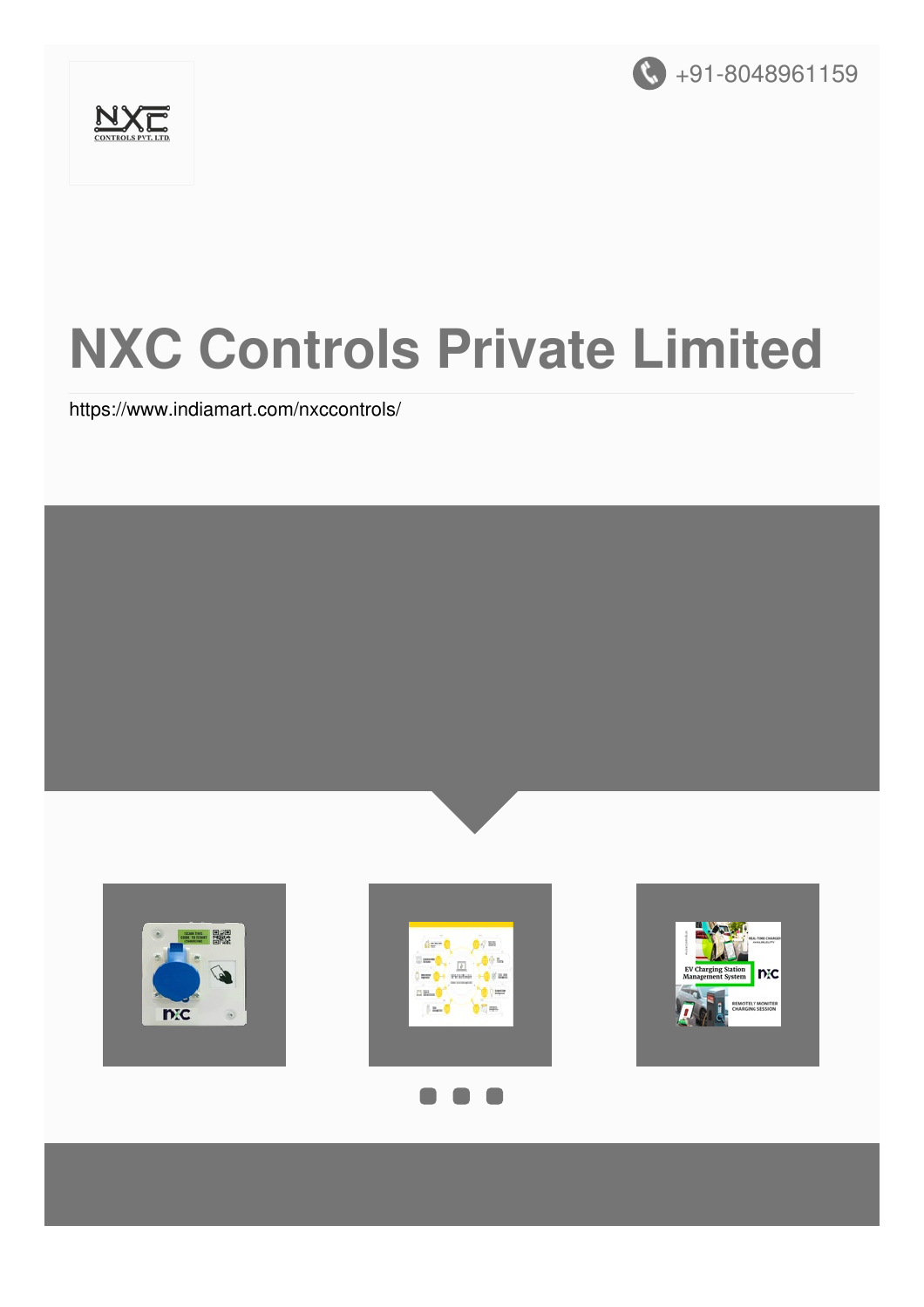+91-8048961159

# NXC Controls Private Limited

https://www.indiamart.com/nxccontrols/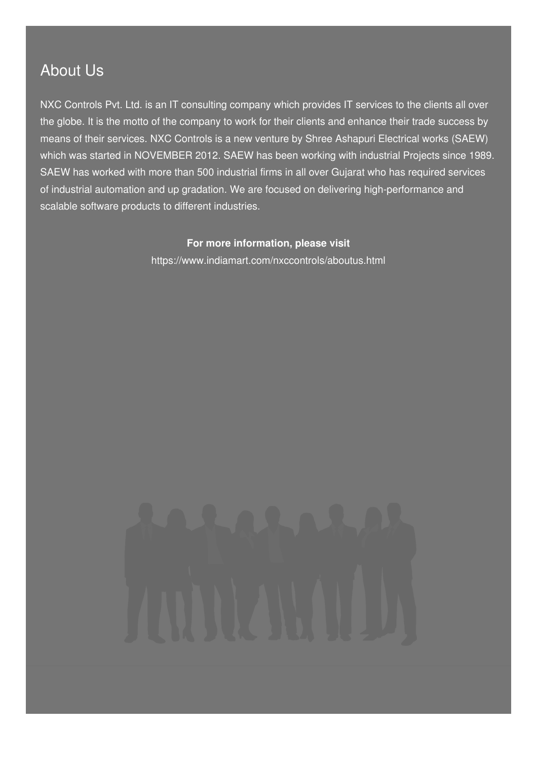## About Us

NXC Controls Pvt. Ltd. is an IT consulting company which provides IT services to the clients all over the globe. It is the motto of the company to work for their clients and enhance their trade success by means of their services. NXC Controls is a new venture by Shree Ashapuri Electrical works (SAEW) which was started in NOVEMBER 2012. SAEW has been working with industrial Projects since 1989. SAEW has worked with more than 500 industrial firms in all over Gujarat who has required services of industrial automation and up gradation. We are focused on delivering high-performance and scalable software products to different industries.

**For more information, please visit**

https://www.indiamart.com/nxccontrols/aboutus.html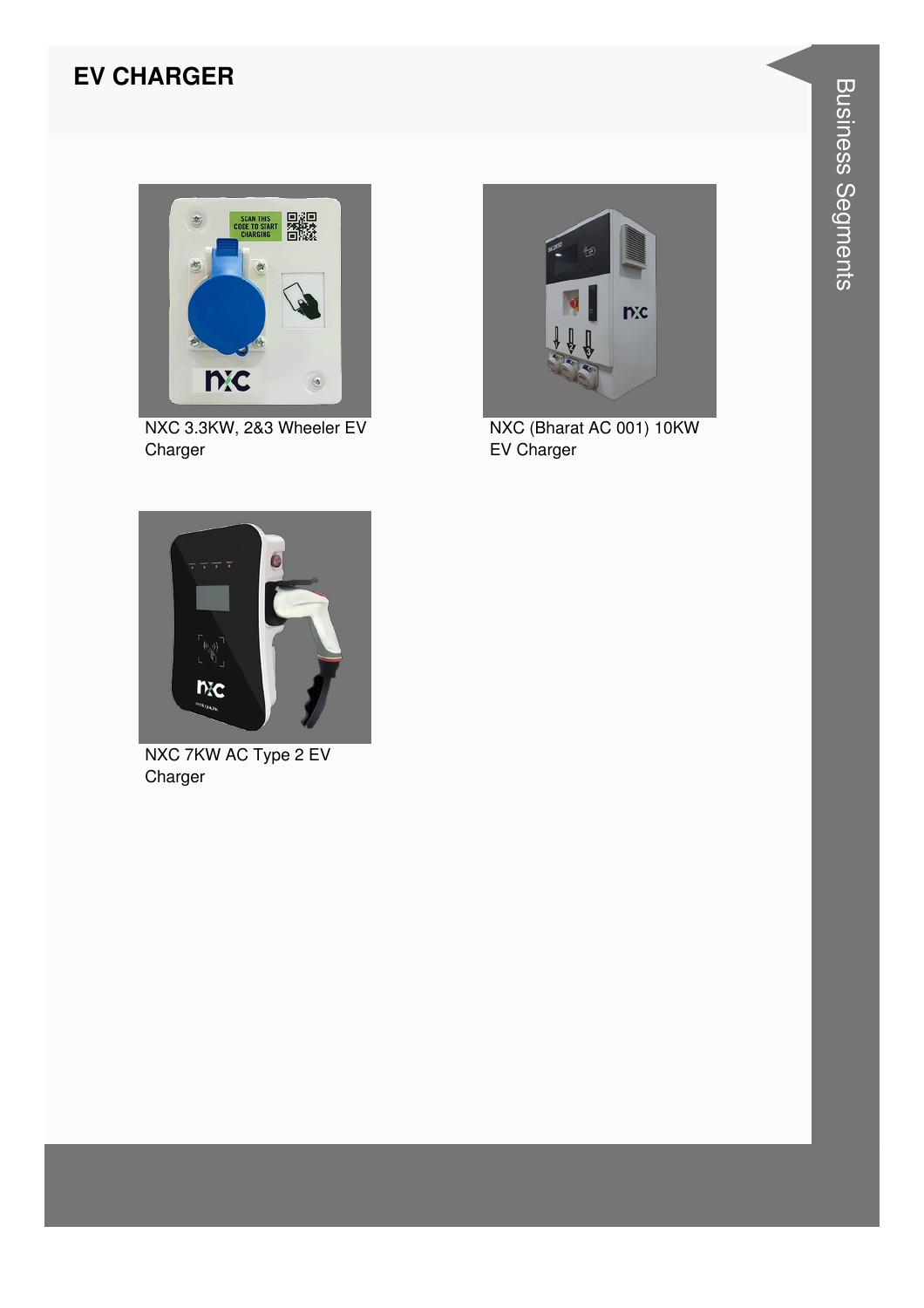## EV CHARGER

NXC 3.3KW, 2&3 Wheeler EV Charger

NXC (Bharat AC 001) 10KW EV Charger

NXC 7KW AC Type 2 EV Charger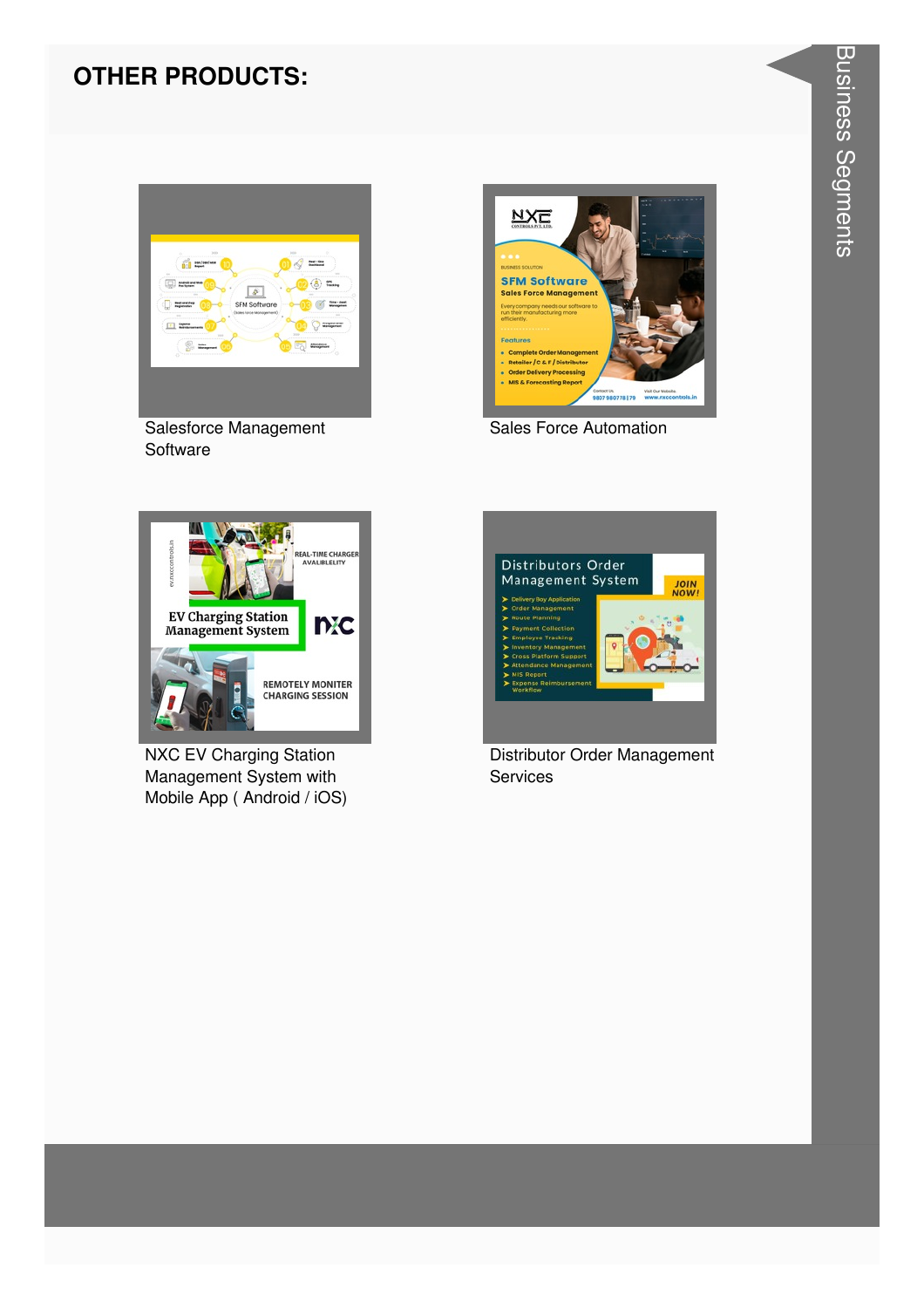## OTHER PRODUCTS:

Salesforce Management Software

Sales Force Automation

NXC EV Charging Station Management System with Mobile App ( Android / iOS)

Distributor Order Management Services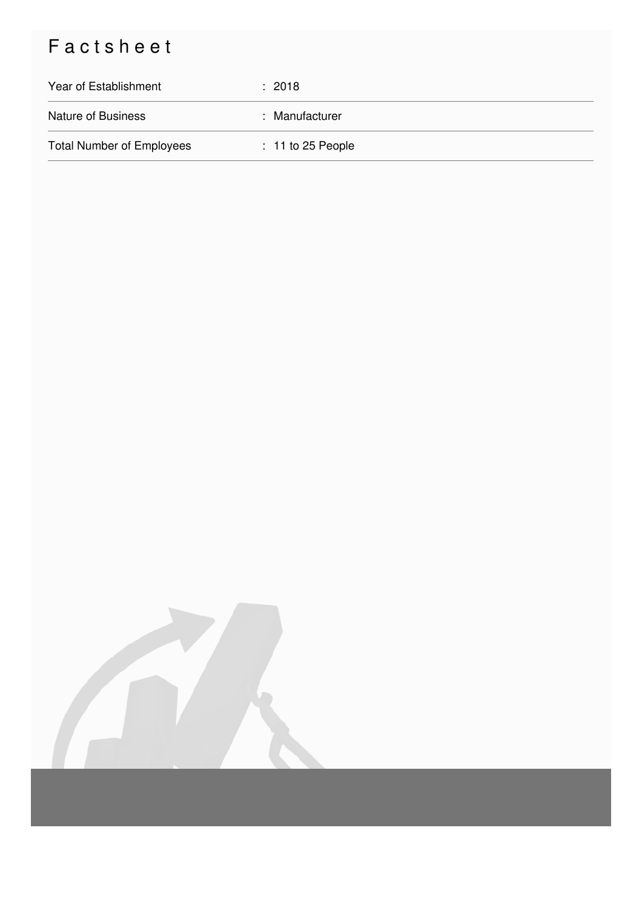# Factsheet

| | |
|---|---|
| Year of Establishment | : 2018 |
| Nature of Business | : Manufacturer |
| Total Number of Employees | : 11 to 25 People |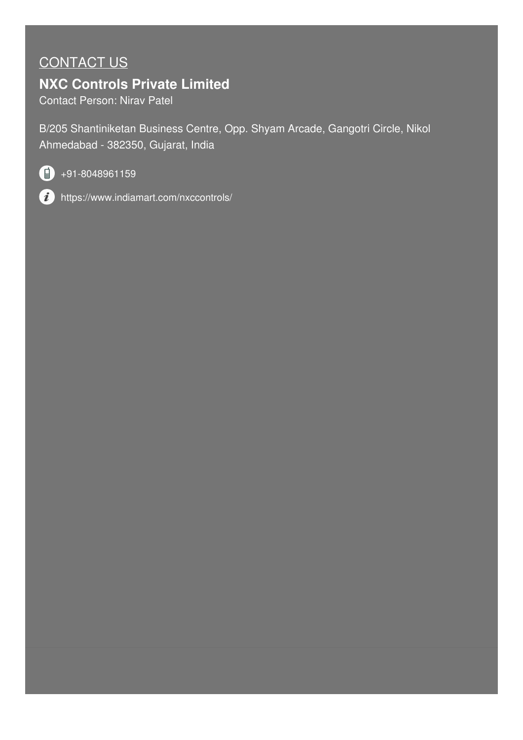## CONTACT US

### NXC Controls Private Limited

Contact Person: Nirav Patel

B/205 Shantiniketan Business Centre, Opp. Shyam Arcade, Gangotri Circle, Nikol
Ahmedabad - 382350, Gujarat, India

+91-8048961159

https://www.indiamart.com/nxccontrols/